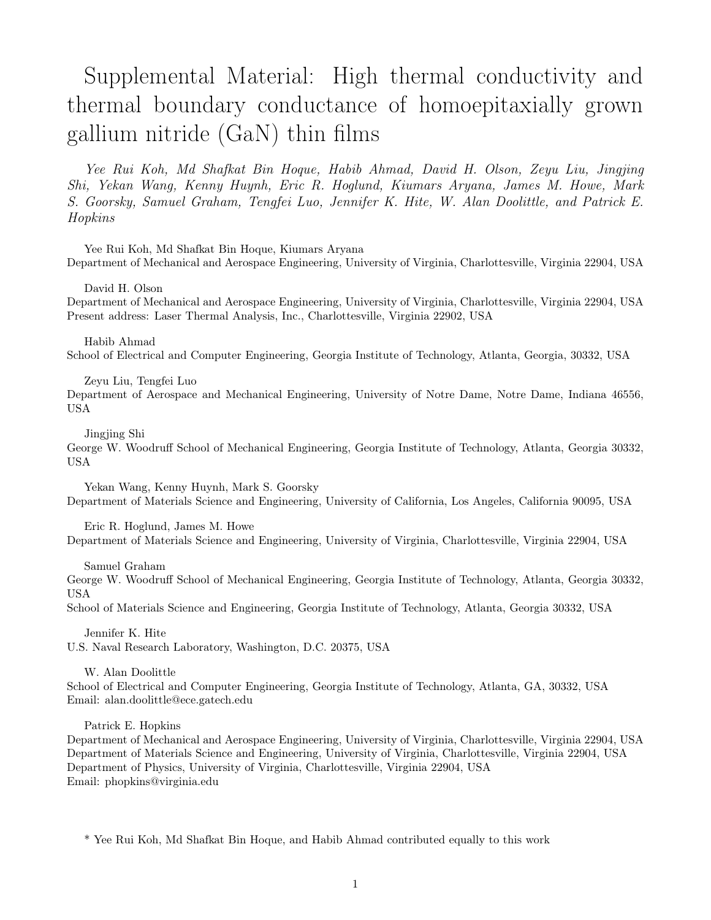# Supplemental Material: High thermal conductivity and thermal boundary conductance of homoepitaxially grown gallium nitride (GaN) thin films

*Yee Rui Koh, Md Shafkat Bin Hoque, Habib Ahmad, David H. Olson, Zeyu Liu, Jingjing Shi, Yekan Wang, Kenny Huynh, Eric R. Hoglund, Kiumars Aryana, James M. Howe, Mark S. Goorsky, Samuel Graham, Tengfei Luo, Jennifer K. Hite, W. Alan Doolittle, and Patrick E. Hopkins*

Yee Rui Koh, Md Shafkat Bin Hoque, Kiumars Aryana
Department of Mechanical and Aerospace Engineering, University of Virginia, Charlottesville, Virginia 22904, USA

David H. Olson
Department of Mechanical and Aerospace Engineering, University of Virginia, Charlottesville, Virginia 22904, USA
Present address: Laser Thermal Analysis, Inc., Charlottesville, Virginia 22902, USA

Habib Ahmad
School of Electrical and Computer Engineering, Georgia Institute of Technology, Atlanta, Georgia, 30332, USA

Zeyu Liu, Tengfei Luo
Department of Aerospace and Mechanical Engineering, University of Notre Dame, Notre Dame, Indiana 46556, USA

Jingjing Shi
George W. Woodruff School of Mechanical Engineering, Georgia Institute of Technology, Atlanta, Georgia 30332, USA

Yekan Wang, Kenny Huynh, Mark S. Goorsky
Department of Materials Science and Engineering, University of California, Los Angeles, California 90095, USA

Eric R. Hoglund, James M. Howe
Department of Materials Science and Engineering, University of Virginia, Charlottesville, Virginia 22904, USA

Samuel Graham
George W. Woodruff School of Mechanical Engineering, Georgia Institute of Technology, Atlanta, Georgia 30332, USA
School of Materials Science and Engineering, Georgia Institute of Technology, Atlanta, Georgia 30332, USA

Jennifer K. Hite
U.S. Naval Research Laboratory, Washington, D.C. 20375, USA

W. Alan Doolittle
School of Electrical and Computer Engineering, Georgia Institute of Technology, Atlanta, GA, 30332, USA
Email: alan.doolittle@ece.gatech.edu

Patrick E. Hopkins
Department of Mechanical and Aerospace Engineering, University of Virginia, Charlottesville, Virginia 22904, USA
Department of Materials Science and Engineering, University of Virginia, Charlottesville, Virginia 22904, USA
Department of Physics, University of Virginia, Charlottesville, Virginia 22904, USA
Email: phopkins@virginia.edu

* Yee Rui Koh, Md Shafkat Bin Hoque, and Habib Ahmad contributed equally to this work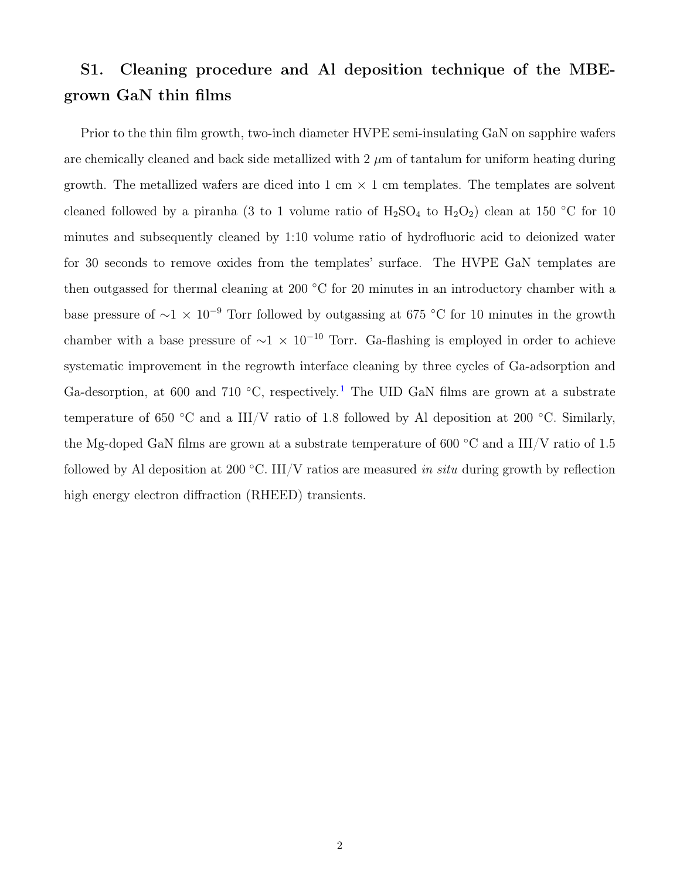## S1. Cleaning procedure and Al deposition technique of the MBE-grown GaN thin films

Prior to the thin film growth, two-inch diameter HVPE semi-insulating GaN on sapphire wafers are chemically cleaned and back side metallized with 2 $\mu$m of tantalum for uniform heating during growth. The metallized wafers are diced into 1 cm $\times$ 1 cm templates. The templates are solvent cleaned followed by a piranha (3 to 1 volume ratio of $H_2SO_4$ to $H_2O_2$) clean at 150 °C for 10 minutes and subsequently cleaned by 1:10 volume ratio of hydrofluoric acid to deionized water for 30 seconds to remove oxides from the templates' surface. The HVPE GaN templates are then outgassed for thermal cleaning at 200 °C for 20 minutes in an introductory chamber with a base pressure of $\sim$1 $\times$ $10^{-9}$ Torr followed by outgassing at 675 °C for 10 minutes in the growth chamber with a base pressure of $\sim$1 $\times$ $10^{-10}$ Torr. Ga-flashing is employed in order to achieve systematic improvement in the regrowth interface cleaning by three cycles of Ga-adsorption and Ga-desorption, at 600 and 710 °C, respectively.[1] The UID GaN films are grown at a substrate temperature of 650 °C and a III/V ratio of 1.8 followed by Al deposition at 200 °C. Similarly, the Mg-doped GaN films are grown at a substrate temperature of 600 °C and a III/V ratio of 1.5 followed by Al deposition at 200 °C. III/V ratios are measured *in situ* during growth by reflection high energy electron diffraction (RHEED) transients.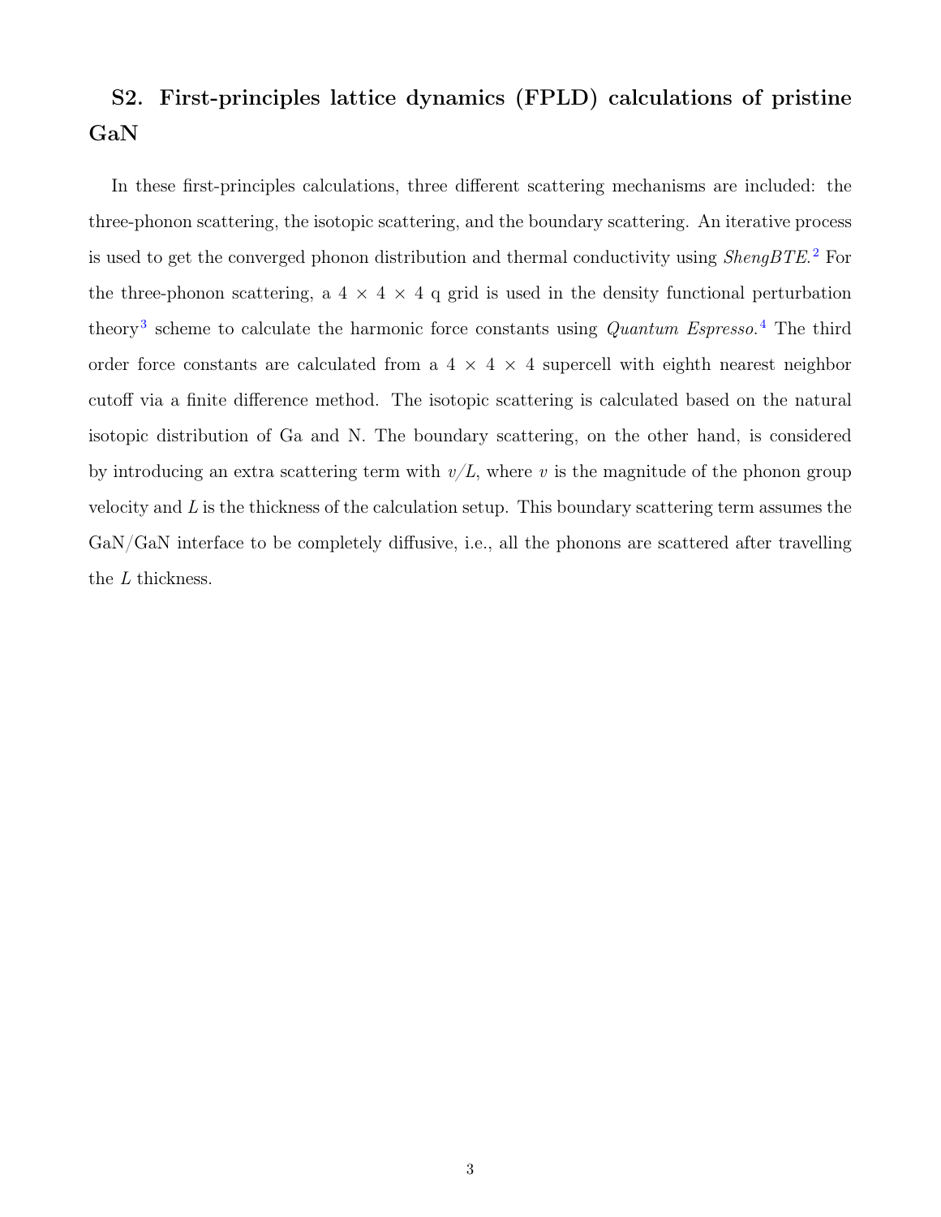## S2. First-principles lattice dynamics (FPLD) calculations of pristine GaN

In these first-principles calculations, three different scattering mechanisms are included: the three-phonon scattering, the isotopic scattering, and the boundary scattering. An iterative process is used to get the converged phonon distribution and thermal conductivity using *ShengBTE*.[2] For the three-phonon scattering, a $4 \times 4 \times 4$ q grid is used in the density functional perturbation theory[3] scheme to calculate the harmonic force constants using *Quantum Espresso*.[4] The third order force constants are calculated from a $4 \times 4 \times 4$ supercell with eighth nearest neighbor cutoff via a finite difference method. The isotopic scattering is calculated based on the natural isotopic distribution of Ga and N. The boundary scattering, on the other hand, is considered by introducing an extra scattering term with $v/L$, where $v$ is the magnitude of the phonon group velocity and $L$ is the thickness of the calculation setup. This boundary scattering term assumes the GaN/GaN interface to be completely diffusive, i.e., all the phonons are scattered after travelling the $L$ thickness.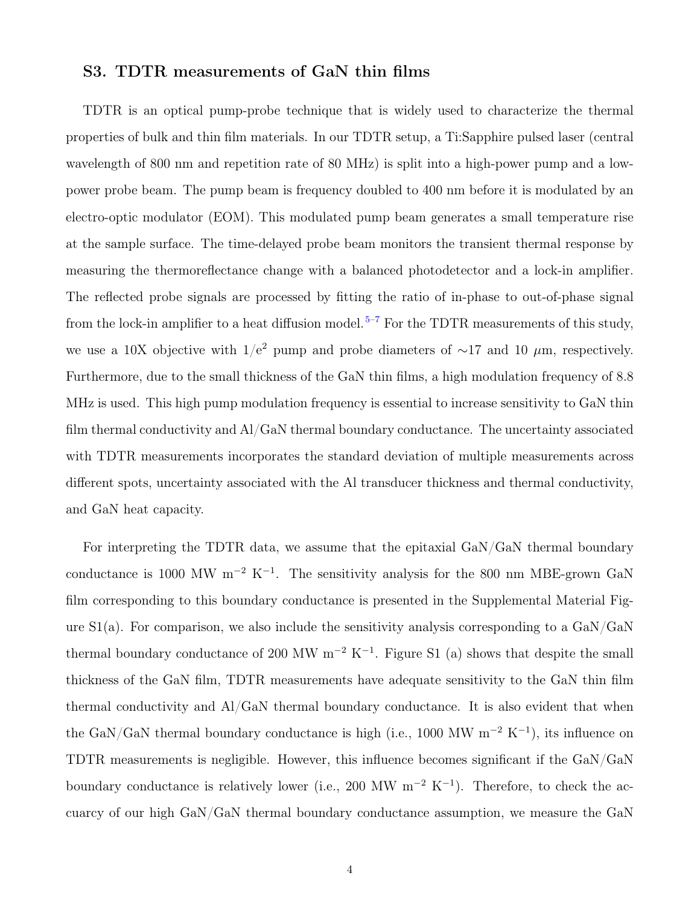## S3. TDTR measurements of GaN thin films

TDTR is an optical pump-probe technique that is widely used to characterize the thermal properties of bulk and thin film materials. In our TDTR setup, a Ti:Sapphire pulsed laser (central wavelength of 800 nm and repetition rate of 80 MHz) is split into a high-power pump and a low-power probe beam. The pump beam is frequency doubled to 400 nm before it is modulated by an electro-optic modulator (EOM). This modulated pump beam generates a small temperature rise at the sample surface. The time-delayed probe beam monitors the transient thermal response by measuring the thermoreflectance change with a balanced photodetector and a lock-in amplifier. The reflected probe signals are processed by fitting the ratio of in-phase to out-of-phase signal from the lock-in amplifier to a heat diffusion model.[5–7] For the TDTR measurements of this study, we use a 10X objective with $1/e^2$ pump and probe diameters of $\sim$17 and 10 $\mu$m, respectively. Furthermore, due to the small thickness of the GaN thin films, a high modulation frequency of 8.8 MHz is used. This high pump modulation frequency is essential to increase sensitivity to GaN thin film thermal conductivity and Al/GaN thermal boundary conductance. The uncertainty associated with TDTR measurements incorporates the standard deviation of multiple measurements across different spots, uncertainty associated with the Al transducer thickness and thermal conductivity, and GaN heat capacity.

For interpreting the TDTR data, we assume that the epitaxial GaN/GaN thermal boundary conductance is 1000 MW m$^{-2}$ K$^{-1}$. The sensitivity analysis for the 800 nm MBE-grown GaN film corresponding to this boundary conductance is presented in the Supplemental Material Figure S1(a). For comparison, we also include the sensitivity analysis corresponding to a GaN/GaN thermal boundary conductance of 200 MW m$^{-2}$ K$^{-1}$. Figure S1 (a) shows that despite the small thickness of the GaN film, TDTR measurements have adequate sensitivity to the GaN thin film thermal conductivity and Al/GaN thermal boundary conductance. It is also evident that when the GaN/GaN thermal boundary conductance is high (i.e., 1000 MW m$^{-2}$ K$^{-1}$), its influence on TDTR measurements is negligible. However, this influence becomes significant if the GaN/GaN boundary conductance is relatively lower (i.e., 200 MW m$^{-2}$ K$^{-1}$). Therefore, to check the accuarcy of our high GaN/GaN thermal boundary conductance assumption, we measure the GaN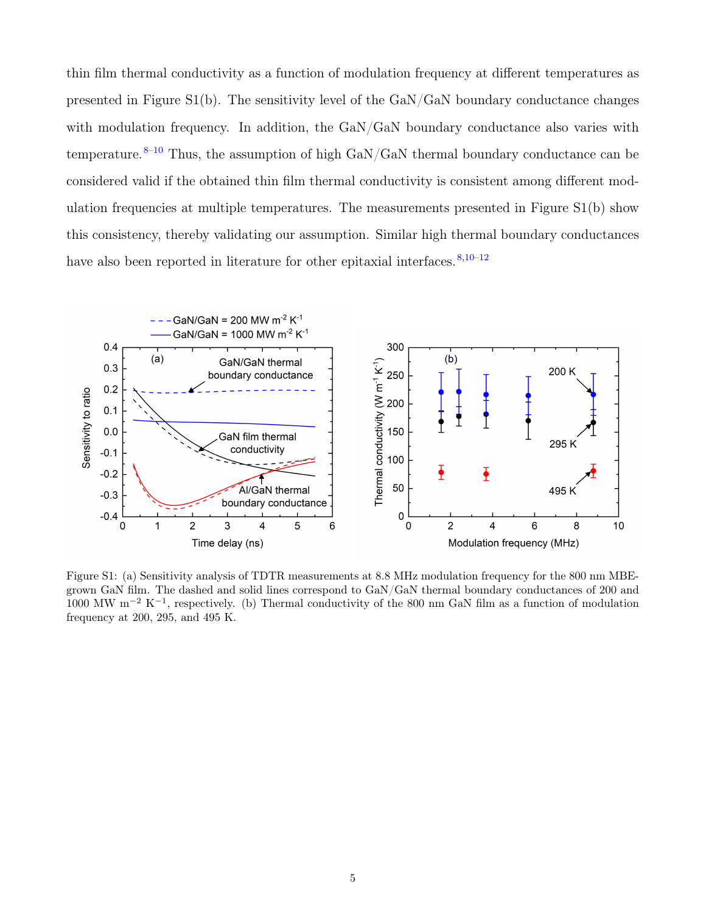thin film thermal conductivity as a function of modulation frequency at different temperatures as presented in Figure S1(b). The sensitivity level of the GaN/GaN boundary conductance changes with modulation frequency. In addition, the GaN/GaN boundary conductance also varies with temperature.[8–10] Thus, the assumption of high GaN/GaN thermal boundary conductance can be considered valid if the obtained thin film thermal conductivity is consistent among different modulation frequencies at multiple temperatures. The measurements presented in Figure S1(b) show this consistency, thereby validating our assumption. Similar high thermal boundary conductances have also been reported in literature for other epitaxial interfaces.[8,10–12]

Figure S1: (a) Sensitivity analysis of TDTR measurements at 8.8 MHz modulation frequency for the 800 nm MBE-grown GaN film. The dashed and solid lines correspond to GaN/GaN thermal boundary conductances of 200 and 1000 MW $m^{-2}$ $K^{-1}$, respectively. (b) Thermal conductivity of the 800 nm GaN film as a function of modulation frequency at 200, 295, and 495 K.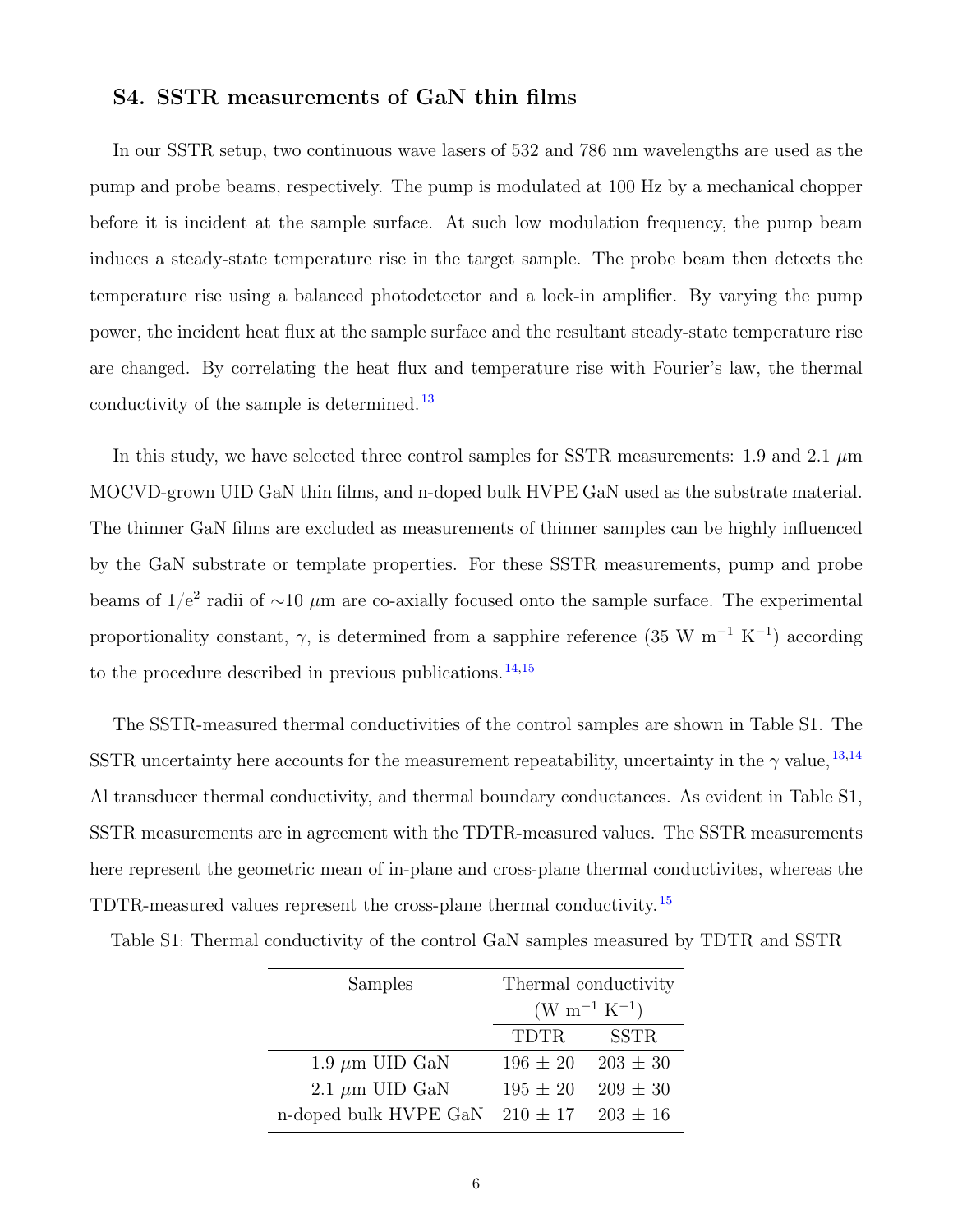## S4. SSTR measurements of GaN thin films

In our SSTR setup, two continuous wave lasers of 532 and 786 nm wavelengths are used as the pump and probe beams, respectively. The pump is modulated at 100 Hz by a mechanical chopper before it is incident at the sample surface. At such low modulation frequency, the pump beam induces a steady-state temperature rise in the target sample. The probe beam then detects the temperature rise using a balanced photodetector and a lock-in amplifier. By varying the pump power, the incident heat flux at the sample surface and the resultant steady-state temperature rise are changed. By correlating the heat flux and temperature rise with Fourier's law, the thermal conductivity of the sample is determined.[13]

In this study, we have selected three control samples for SSTR measurements: 1.9 and 2.1 $\mu$m MOCVD-grown UID GaN thin films, and n-doped bulk HVPE GaN used as the substrate material. The thinner GaN films are excluded as measurements of thinner samples can be highly influenced by the GaN substrate or template properties. For these SSTR measurements, pump and probe beams of $1/e^2$ radii of $\sim$10 $\mu$m are co-axially focused onto the sample surface. The experimental proportionality constant, $\gamma$, is determined from a sapphire reference (35 W m$^{-1}$ K$^{-1}$) according to the procedure described in previous publications.[14,15]

The SSTR-measured thermal conductivities of the control samples are shown in Table S1. The SSTR uncertainty here accounts for the measurement repeatability, uncertainty in the $\gamma$ value,[13,14] Al transducer thermal conductivity, and thermal boundary conductances. As evident in Table S1, SSTR measurements are in agreement with the TDTR-measured values. The SSTR measurements here represent the geometric mean of in-plane and cross-plane thermal conductivites, whereas the TDTR-measured values represent the cross-plane thermal conductivity.[15]

Table S1: Thermal conductivity of the control GaN samples measured by TDTR and SSTR

| Samples | Thermal conductivity (W m$^{-1}$ K$^{-1}$) | |
|---|---|---|
| | TDTR | SSTR |
| 1.9 $\mu$m UID GaN | 196 $\pm$ 20 | 203 $\pm$ 30 |
| 2.1 $\mu$m UID GaN | 195 $\pm$ 20 | 209 $\pm$ 30 |
| n-doped bulk HVPE GaN | 210 $\pm$ 17 | 203 $\pm$ 16 |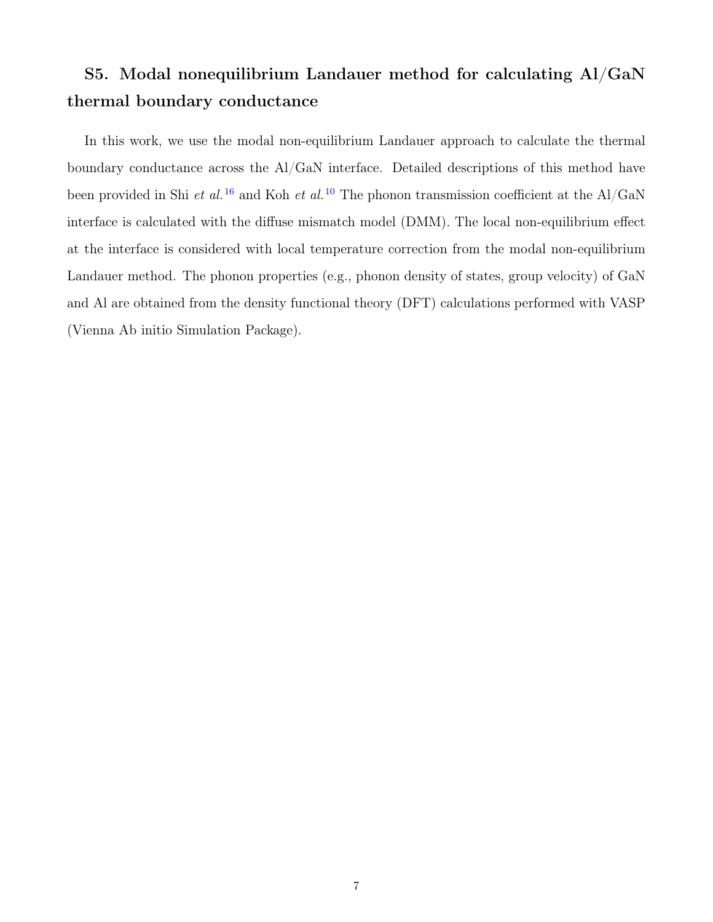## S5. Modal nonequilibrium Landauer method for calculating Al/GaN thermal boundary conductance

In this work, we use the modal non-equilibrium Landauer approach to calculate the thermal boundary conductance across the Al/GaN interface. Detailed descriptions of this method have been provided in Shi *et al.*[16] and Koh *et al.*[10] The phonon transmission coefficient at the Al/GaN interface is calculated with the diffuse mismatch model (DMM). The local non-equilibrium effect at the interface is considered with local temperature correction from the modal non-equilibrium Landauer method. The phonon properties (e.g., phonon density of states, group velocity) of GaN and Al are obtained from the density functional theory (DFT) calculations performed with VASP (Vienna Ab initio Simulation Package).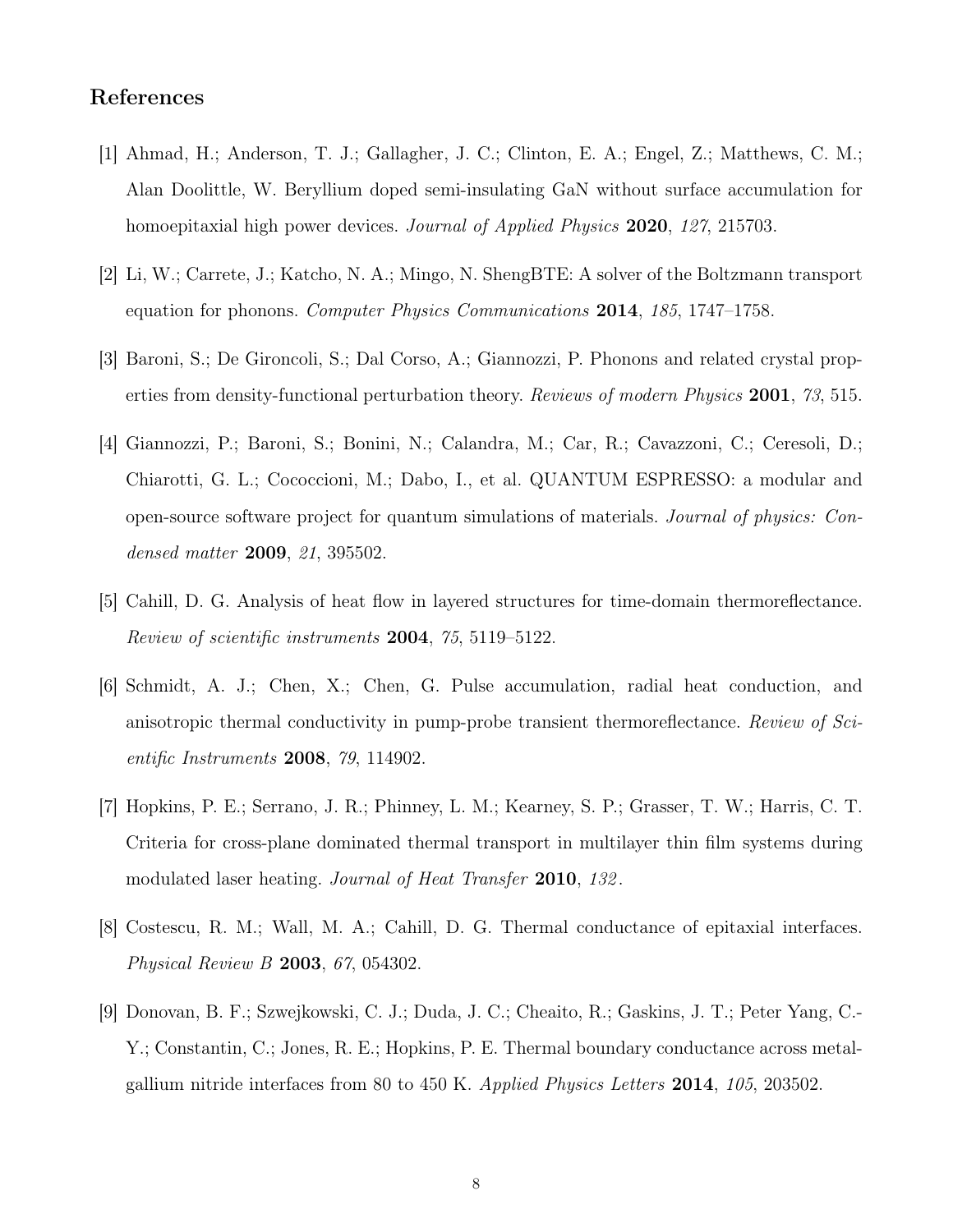## References

[1] Ahmad, H.; Anderson, T. J.; Gallagher, J. C.; Clinton, E. A.; Engel, Z.; Matthews, C. M.; Alan Doolittle, W. Beryllium doped semi-insulating GaN without surface accumulation for homoepitaxial high power devices. *Journal of Applied Physics* **2020**, *127*, 215703.

[2] Li, W.; Carrete, J.; Katcho, N. A.; Mingo, N. ShengBTE: A solver of the Boltzmann transport equation for phonons. *Computer Physics Communications* **2014**, *185*, 1747–1758.

[3] Baroni, S.; De Gironcoli, S.; Dal Corso, A.; Giannozzi, P. Phonons and related crystal properties from density-functional perturbation theory. *Reviews of modern Physics* **2001**, *73*, 515.

[4] Giannozzi, P.; Baroni, S.; Bonini, N.; Calandra, M.; Car, R.; Cavazzoni, C.; Ceresoli, D.; Chiarotti, G. L.; Cococcioni, M.; Dabo, I., et al. QUANTUM ESPRESSO: a modular and open-source software project for quantum simulations of materials. *Journal of physics: Condensed matter* **2009**, *21*, 395502.

[5] Cahill, D. G. Analysis of heat flow in layered structures for time-domain thermoreflectance. *Review of scientific instruments* **2004**, *75*, 5119–5122.

[6] Schmidt, A. J.; Chen, X.; Chen, G. Pulse accumulation, radial heat conduction, and anisotropic thermal conductivity in pump-probe transient thermoreflectance. *Review of Scientific Instruments* **2008**, *79*, 114902.

[7] Hopkins, P. E.; Serrano, J. R.; Phinney, L. M.; Kearney, S. P.; Grasser, T. W.; Harris, C. T. Criteria for cross-plane dominated thermal transport in multilayer thin film systems during modulated laser heating. *Journal of Heat Transfer* **2010**, *132*.

[8] Costescu, R. M.; Wall, M. A.; Cahill, D. G. Thermal conductance of epitaxial interfaces. *Physical Review B* **2003**, *67*, 054302.

[9] Donovan, B. F.; Szwejkowski, C. J.; Duda, J. C.; Cheaito, R.; Gaskins, J. T.; Peter Yang, C.-Y.; Constantin, C.; Jones, R. E.; Hopkins, P. E. Thermal boundary conductance across metal-gallium nitride interfaces from 80 to 450 K. *Applied Physics Letters* **2014**, *105*, 203502.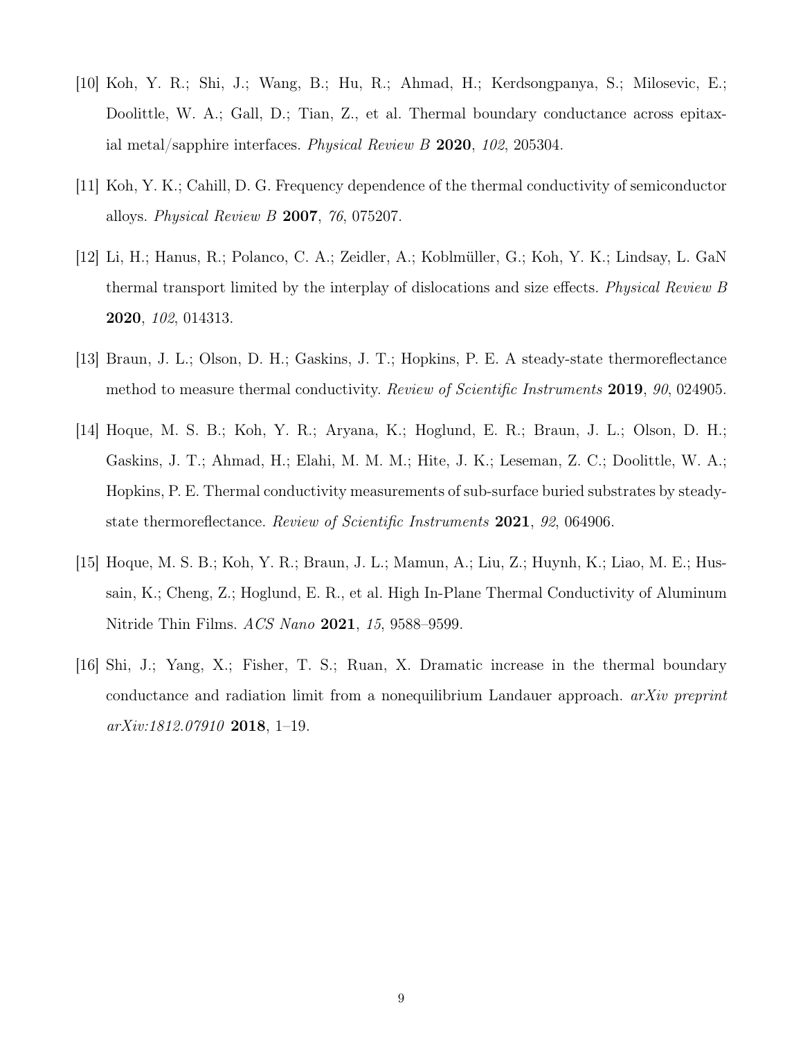[10] Koh, Y. R.; Shi, J.; Wang, B.; Hu, R.; Ahmad, H.; Kerdsongpanya, S.; Milosevic, E.; Doolittle, W. A.; Gall, D.; Tian, Z., et al. Thermal boundary conductance across epitaxial metal/sapphire interfaces. *Physical Review B* **2020**, *102*, 205304.

[11] Koh, Y. K.; Cahill, D. G. Frequency dependence of the thermal conductivity of semiconductor alloys. *Physical Review B* **2007**, *76*, 075207.

[12] Li, H.; Hanus, R.; Polanco, C. A.; Zeidler, A.; Koblmüller, G.; Koh, Y. K.; Lindsay, L. GaN thermal transport limited by the interplay of dislocations and size effects. *Physical Review B* **2020**, *102*, 014313.

[13] Braun, J. L.; Olson, D. H.; Gaskins, J. T.; Hopkins, P. E. A steady-state thermoreflectance method to measure thermal conductivity. *Review of Scientific Instruments* **2019**, *90*, 024905.

[14] Hoque, M. S. B.; Koh, Y. R.; Aryana, K.; Hoglund, E. R.; Braun, J. L.; Olson, D. H.; Gaskins, J. T.; Ahmad, H.; Elahi, M. M. M.; Hite, J. K.; Leseman, Z. C.; Doolittle, W. A.; Hopkins, P. E. Thermal conductivity measurements of sub-surface buried substrates by steady-state thermoreflectance. *Review of Scientific Instruments* **2021**, *92*, 064906.

[15] Hoque, M. S. B.; Koh, Y. R.; Braun, J. L.; Mamun, A.; Liu, Z.; Huynh, K.; Liao, M. E.; Hussain, K.; Cheng, Z.; Hoglund, E. R., et al. High In-Plane Thermal Conductivity of Aluminum Nitride Thin Films. *ACS Nano* **2021**, *15*, 9588–9599.

[16] Shi, J.; Yang, X.; Fisher, T. S.; Ruan, X. Dramatic increase in the thermal boundary conductance and radiation limit from a nonequilibrium Landauer approach. *arXiv preprint arXiv:1812.07910* **2018**, 1–19.